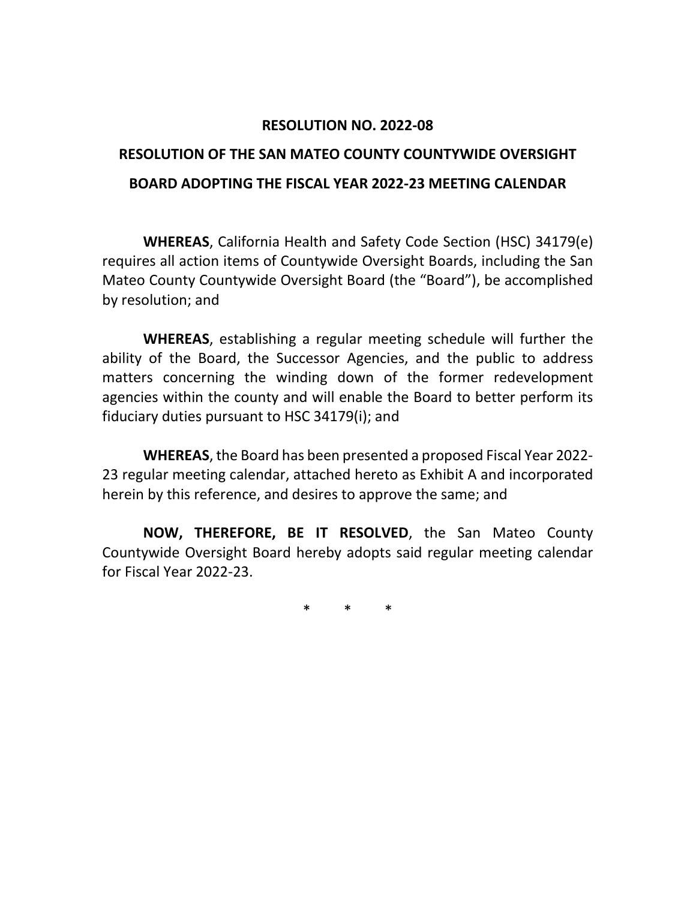# RESOLUTION NO. 2022-08

## RESOLUTION OF THE SAN MATEO COUNTY COUNTYWIDE OVERSIGHT BOARD ADOPTING THE FISCAL YEAR 2022-23 MEETING CALENDAR

**WHEREAS**, California Health and Safety Code Section (HSC) 34179(e) requires all action items of Countywide Oversight Boards, including the San Mateo County Countywide Oversight Board (the "Board"), be accomplished by resolution; and

**WHEREAS**, establishing a regular meeting schedule will further the ability of the Board, the Successor Agencies, and the public to address matters concerning the winding down of the former redevelopment agencies within the county and will enable the Board to better perform its fiduciary duties pursuant to HSC 34179(i); and

**WHEREAS**, the Board has been presented a proposed Fiscal Year 2022-23 regular meeting calendar, attached hereto as Exhibit A and incorporated herein by this reference, and desires to approve the same; and

**NOW, THEREFORE, BE IT RESOLVED**, the San Mateo County Countywide Oversight Board hereby adopts said regular meeting calendar for Fiscal Year 2022-23.

\* \* \*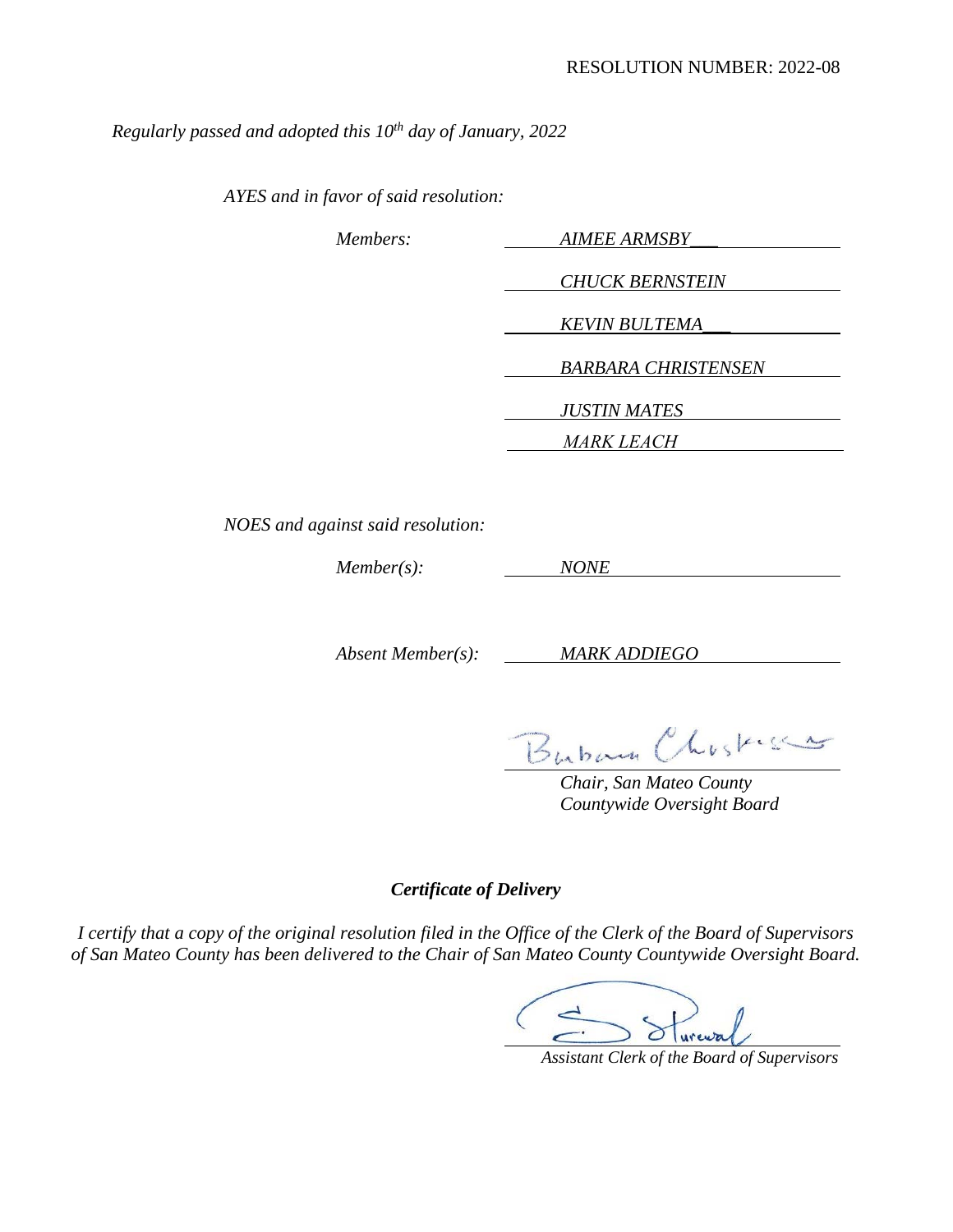RESOLUTION NUMBER: 2022-08

*Regularly passed and adopted this 10th day of January, 2022*

*AYES and in favor of said resolution:*

*Members:* *AIMEE ARMSBY*

*CHUCK BERNSTEIN*

*KEVIN BULTEMA*

*BARBARA CHRISTENSEN*

*JUSTIN MATES*

*MARK LEACH*

*NOES and against said resolution:*

*Member(s):* *NONE*

*Absent Member(s):* *MARK ADDIEGO*

Barbara Christensen

*Chair, San Mateo County Countywide Oversight Board*

***Certificate of Delivery***

*I certify that a copy of the original resolution filed in the Office of the Clerk of the Board of Supervisors of San Mateo County has been delivered to the Chair of San Mateo County Countywide Oversight Board.*

*Assistant Clerk of the Board of Supervisors*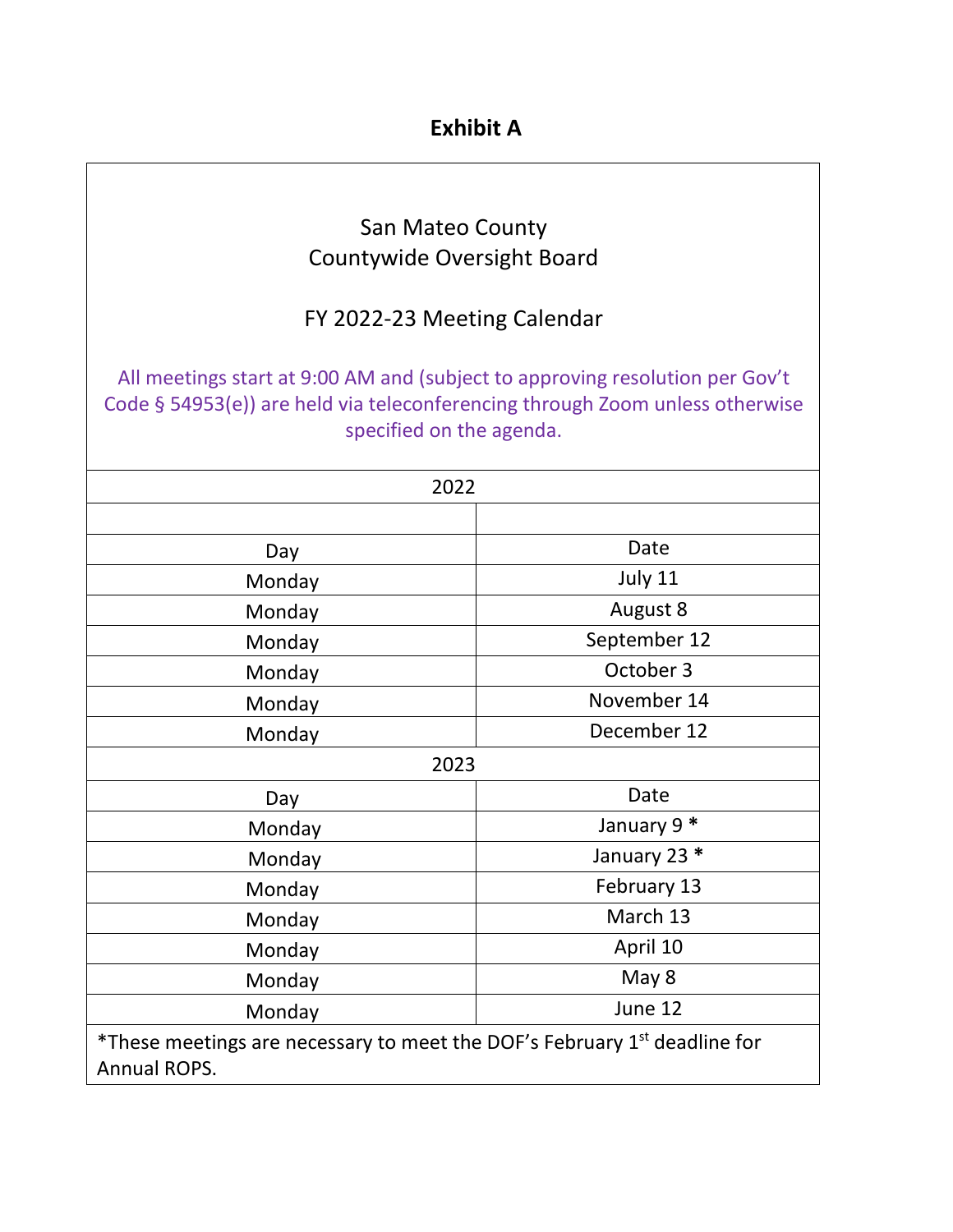# Exhibit A

San Mateo County
Countywide Oversight Board

FY 2022-23 Meeting Calendar

All meetings start at 9:00 AM and (subject to approving resolution per Gov't Code § 54953(e)) are held via teleconferencing through Zoom unless otherwise specified on the agenda.

| 2022 | |
|---|---|
| | |
| Day | Date |
| Monday | July 11 |
| Monday | August 8 |
| Monday | September 12 |
| Monday | October 3 |
| Monday | November 14 |
| Monday | December 12 |
| 2023 | |
| Day | Date |
| Monday | January 9 * |
| Monday | January 23 * |
| Monday | February 13 |
| Monday | March 13 |
| Monday | April 10 |
| Monday | May 8 |
| Monday | June 12 |

*These meetings are necessary to meet the DOF's February 1st deadline for Annual ROPS.